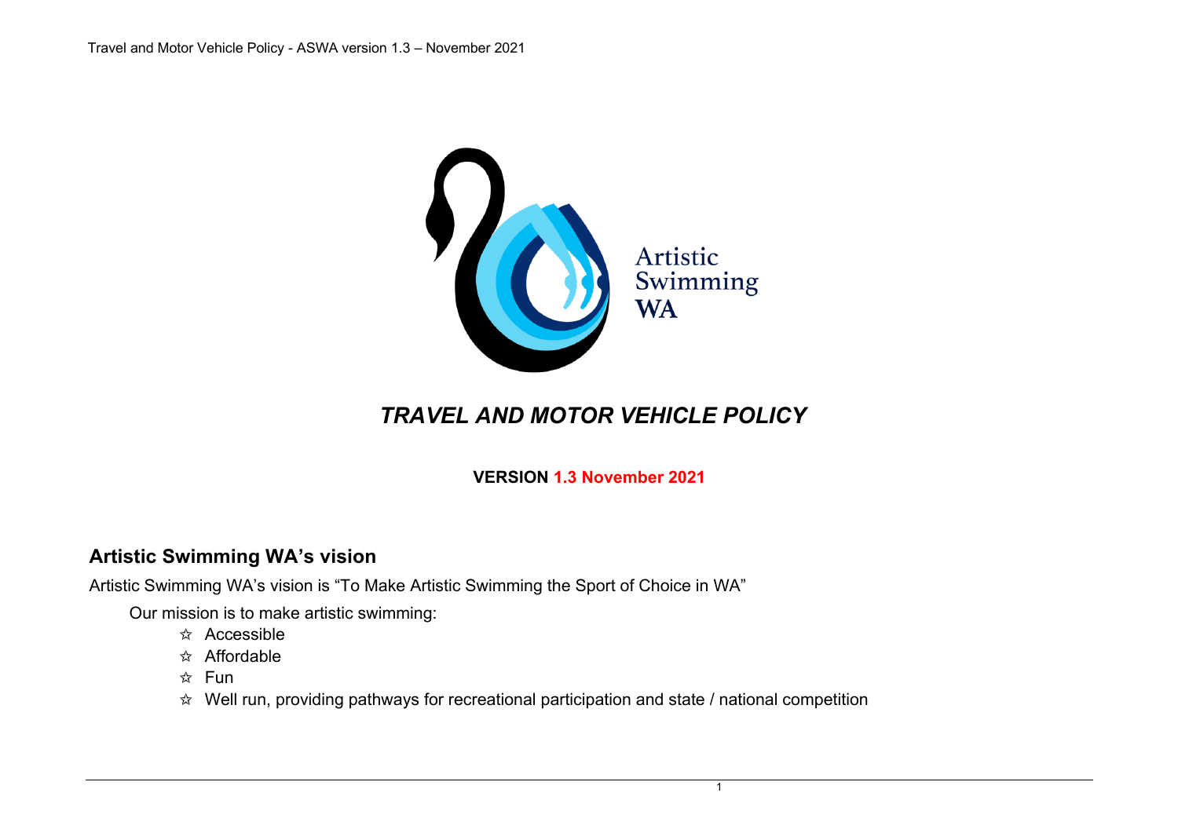Artistic Swimming WA

# *TRAVEL AND MOTOR VEHICLE POLICY*

**VERSION 1.3 November 2021**

## Artistic Swimming WA's vision

Artistic Swimming WA's vision is "To Make Artistic Swimming the Sport of Choice in WA"

Our mission is to make artistic swimming:

- ☆ Accessible
- ☆ Affordable
- ☆ Fun
- ☆ Well run, providing pathways for recreational participation and state / national competition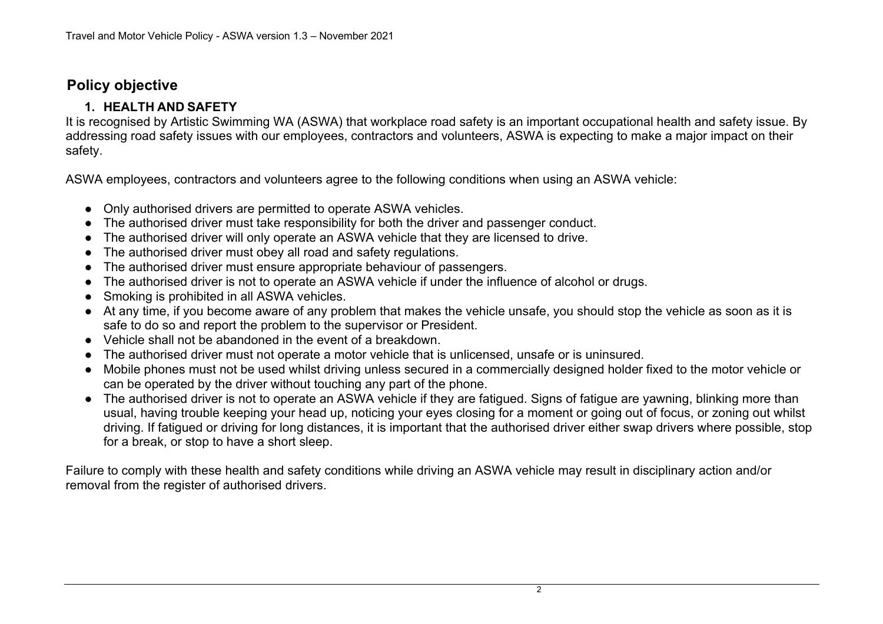## Policy objective

### 1. HEALTH AND SAFETY

It is recognised by Artistic Swimming WA (ASWA) that workplace road safety is an important occupational health and safety issue. By addressing road safety issues with our employees, contractors and volunteers, ASWA is expecting to make a major impact on their safety.

ASWA employees, contractors and volunteers agree to the following conditions when using an ASWA vehicle:

- Only authorised drivers are permitted to operate ASWA vehicles.
- The authorised driver must take responsibility for both the driver and passenger conduct.
- The authorised driver will only operate an ASWA vehicle that they are licensed to drive.
- The authorised driver must obey all road and safety regulations.
- The authorised driver must ensure appropriate behaviour of passengers.
- The authorised driver is not to operate an ASWA vehicle if under the influence of alcohol or drugs.
- Smoking is prohibited in all ASWA vehicles.
- At any time, if you become aware of any problem that makes the vehicle unsafe, you should stop the vehicle as soon as it is safe to do so and report the problem to the supervisor or President.
- Vehicle shall not be abandoned in the event of a breakdown.
- The authorised driver must not operate a motor vehicle that is unlicensed, unsafe or is uninsured.
- Mobile phones must not be used whilst driving unless secured in a commercially designed holder fixed to the motor vehicle or can be operated by the driver without touching any part of the phone.
- The authorised driver is not to operate an ASWA vehicle if they are fatigued. Signs of fatigue are yawning, blinking more than usual, having trouble keeping your head up, noticing your eyes closing for a moment or going out of focus, or zoning out whilst driving. If fatigued or driving for long distances, it is important that the authorised driver either swap drivers where possible, stop for a break, or stop to have a short sleep.

Failure to comply with these health and safety conditions while driving an ASWA vehicle may result in disciplinary action and/or removal from the register of authorised drivers.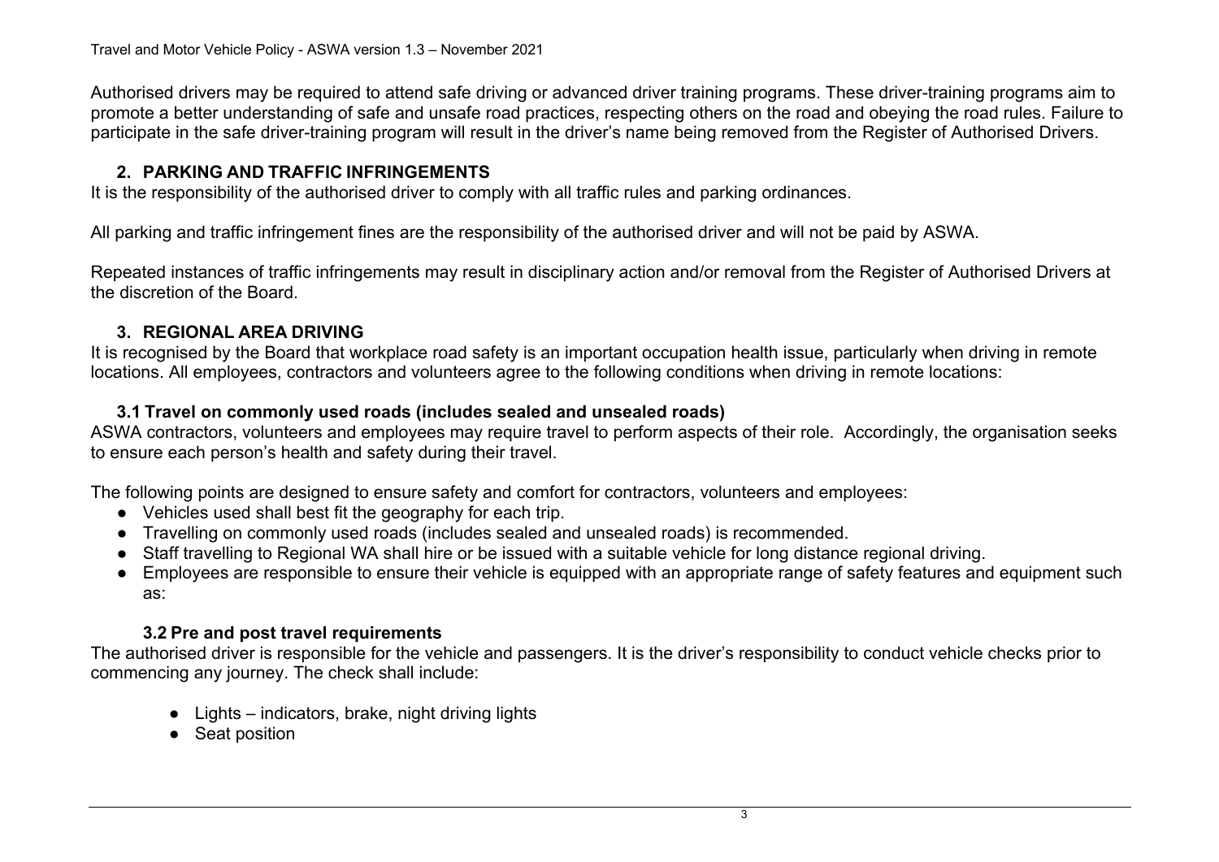Authorised drivers may be required to attend safe driving or advanced driver training programs. These driver-training programs aim to promote a better understanding of safe and unsafe road practices, respecting others on the road and obeying the road rules. Failure to participate in the safe driver-training program will result in the driver's name being removed from the Register of Authorised Drivers.

## 2. PARKING AND TRAFFIC INFRINGEMENTS

It is the responsibility of the authorised driver to comply with all traffic rules and parking ordinances.

All parking and traffic infringement fines are the responsibility of the authorised driver and will not be paid by ASWA.

Repeated instances of traffic infringements may result in disciplinary action and/or removal from the Register of Authorised Drivers at the discretion of the Board.

## 3. REGIONAL AREA DRIVING

It is recognised by the Board that workplace road safety is an important occupation health issue, particularly when driving in remote locations. All employees, contractors and volunteers agree to the following conditions when driving in remote locations:

### 3.1 Travel on commonly used roads (includes sealed and unsealed roads)

ASWA contractors, volunteers and employees may require travel to perform aspects of their role. Accordingly, the organisation seeks to ensure each person's health and safety during their travel.

The following points are designed to ensure safety and comfort for contractors, volunteers and employees:

- Vehicles used shall best fit the geography for each trip.
- Travelling on commonly used roads (includes sealed and unsealed roads) is recommended.
- Staff travelling to Regional WA shall hire or be issued with a suitable vehicle for long distance regional driving.
- Employees are responsible to ensure their vehicle is equipped with an appropriate range of safety features and equipment such as:

### 3.2 Pre and post travel requirements

The authorised driver is responsible for the vehicle and passengers. It is the driver's responsibility to conduct vehicle checks prior to commencing any journey. The check shall include:

- Lights – indicators, brake, night driving lights
- Seat position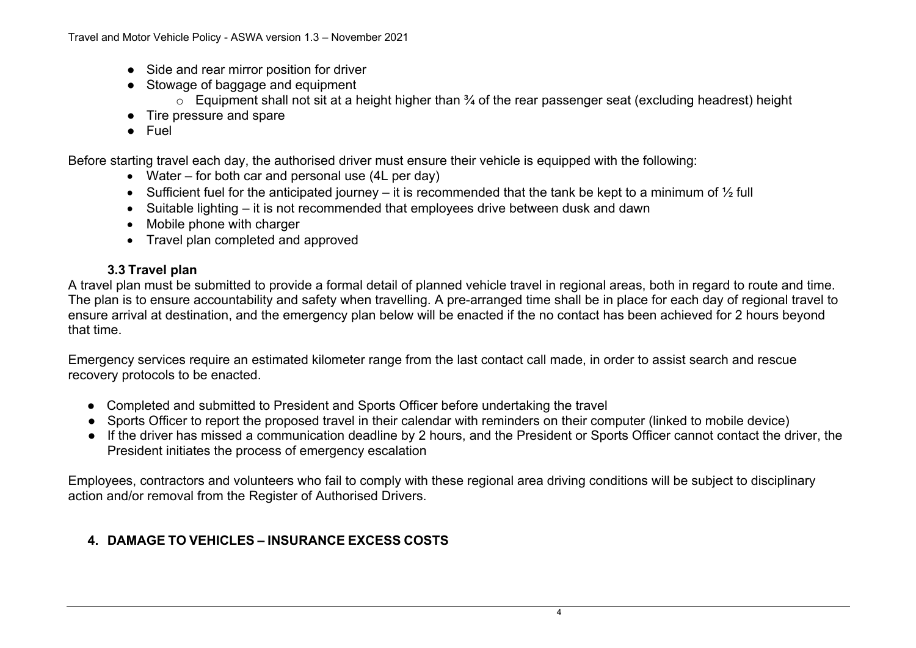- Side and rear mirror position for driver
- Stowage of baggage and equipment
  - Equipment shall not sit at a height higher than ¾ of the rear passenger seat (excluding headrest) height
- Tire pressure and spare
- Fuel

Before starting travel each day, the authorised driver must ensure their vehicle is equipped with the following:

- Water – for both car and personal use (4L per day)
- Sufficient fuel for the anticipated journey – it is recommended that the tank be kept to a minimum of ½ full
- Suitable lighting – it is not recommended that employees drive between dusk and dawn
- Mobile phone with charger
- Travel plan completed and approved

### 3.3 Travel plan

A travel plan must be submitted to provide a formal detail of planned vehicle travel in regional areas, both in regard to route and time. The plan is to ensure accountability and safety when travelling. A pre-arranged time shall be in place for each day of regional travel to ensure arrival at destination, and the emergency plan below will be enacted if the no contact has been achieved for 2 hours beyond that time.

Emergency services require an estimated kilometer range from the last contact call made, in order to assist search and rescue recovery protocols to be enacted.

- Completed and submitted to President and Sports Officer before undertaking the travel
- Sports Officer to report the proposed travel in their calendar with reminders on their computer (linked to mobile device)
- If the driver has missed a communication deadline by 2 hours, and the President or Sports Officer cannot contact the driver, the President initiates the process of emergency escalation

Employees, contractors and volunteers who fail to comply with these regional area driving conditions will be subject to disciplinary action and/or removal from the Register of Authorised Drivers.

## 4. DAMAGE TO VEHICLES – INSURANCE EXCESS COSTS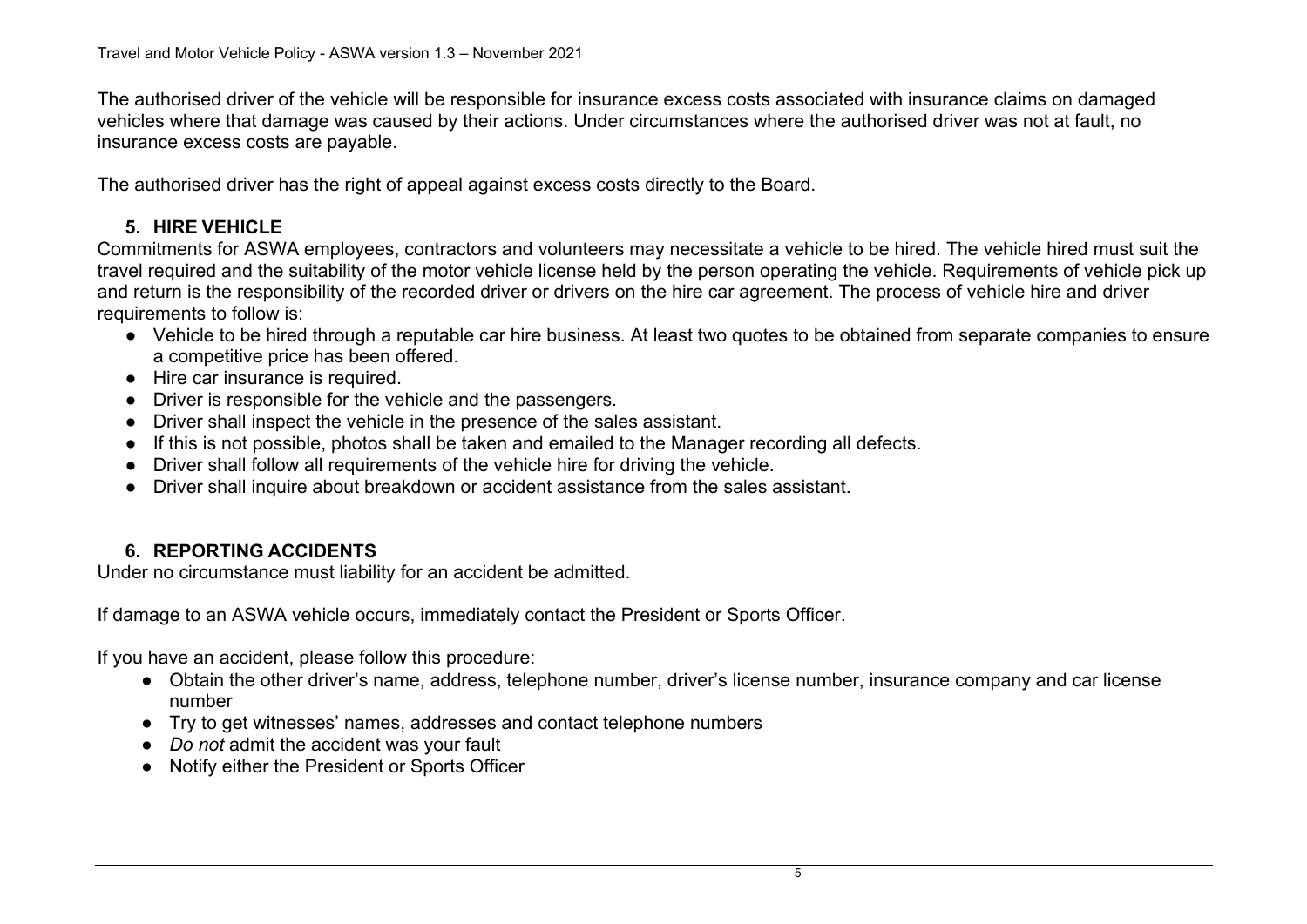The authorised driver of the vehicle will be responsible for insurance excess costs associated with insurance claims on damaged vehicles where that damage was caused by their actions. Under circumstances where the authorised driver was not at fault, no insurance excess costs are payable.

The authorised driver has the right of appeal against excess costs directly to the Board.

## 5. HIRE VEHICLE

Commitments for ASWA employees, contractors and volunteers may necessitate a vehicle to be hired. The vehicle hired must suit the travel required and the suitability of the motor vehicle license held by the person operating the vehicle. Requirements of vehicle pick up and return is the responsibility of the recorded driver or drivers on the hire car agreement. The process of vehicle hire and driver requirements to follow is:

- Vehicle to be hired through a reputable car hire business. At least two quotes to be obtained from separate companies to ensure a competitive price has been offered.
- Hire car insurance is required.
- Driver is responsible for the vehicle and the passengers.
- Driver shall inspect the vehicle in the presence of the sales assistant.
- If this is not possible, photos shall be taken and emailed to the Manager recording all defects.
- Driver shall follow all requirements of the vehicle hire for driving the vehicle.
- Driver shall inquire about breakdown or accident assistance from the sales assistant.

## 6. REPORTING ACCIDENTS

Under no circumstance must liability for an accident be admitted.

If damage to an ASWA vehicle occurs, immediately contact the President or Sports Officer.

If you have an accident, please follow this procedure:

- Obtain the other driver's name, address, telephone number, driver's license number, insurance company and car license number
- Try to get witnesses' names, addresses and contact telephone numbers
- *Do not* admit the accident was your fault
- Notify either the President or Sports Officer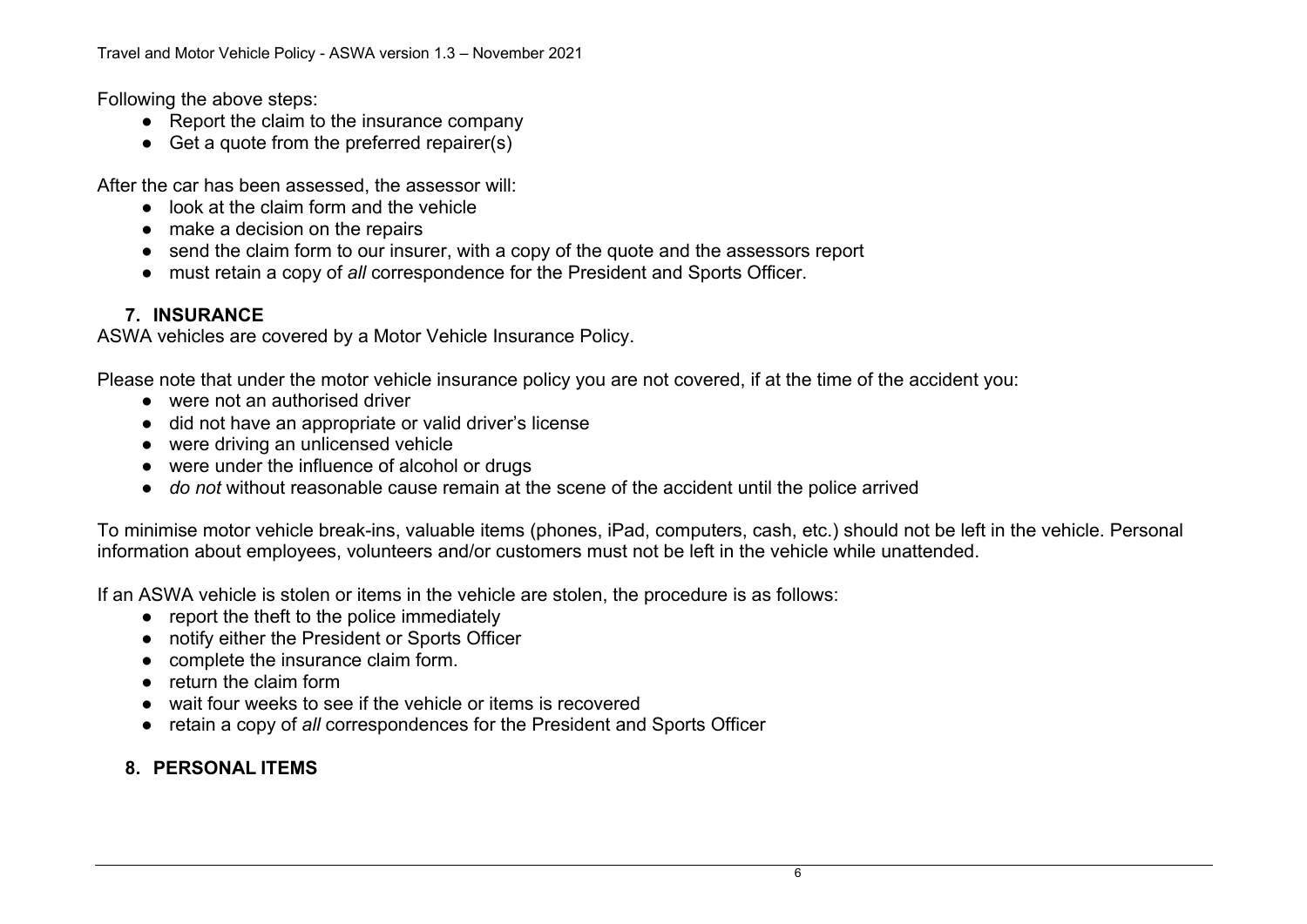Following the above steps:

- Report the claim to the insurance company
- Get a quote from the preferred repairer(s)

After the car has been assessed, the assessor will:

- look at the claim form and the vehicle
- make a decision on the repairs
- send the claim form to our insurer, with a copy of the quote and the assessors report
- must retain a copy of *all* correspondence for the President and Sports Officer.

## 7. INSURANCE

ASWA vehicles are covered by a Motor Vehicle Insurance Policy.

Please note that under the motor vehicle insurance policy you are not covered, if at the time of the accident you:

- were not an authorised driver
- did not have an appropriate or valid driver's license
- were driving an unlicensed vehicle
- were under the influence of alcohol or drugs
- *do not* without reasonable cause remain at the scene of the accident until the police arrived

To minimise motor vehicle break-ins, valuable items (phones, iPad, computers, cash, etc.) should not be left in the vehicle. Personal information about employees, volunteers and/or customers must not be left in the vehicle while unattended.

If an ASWA vehicle is stolen or items in the vehicle are stolen, the procedure is as follows:

- report the theft to the police immediately
- notify either the President or Sports Officer
- complete the insurance claim form.
- return the claim form
- wait four weeks to see if the vehicle or items is recovered
- retain a copy of *all* correspondences for the President and Sports Officer

## 8. PERSONAL ITEMS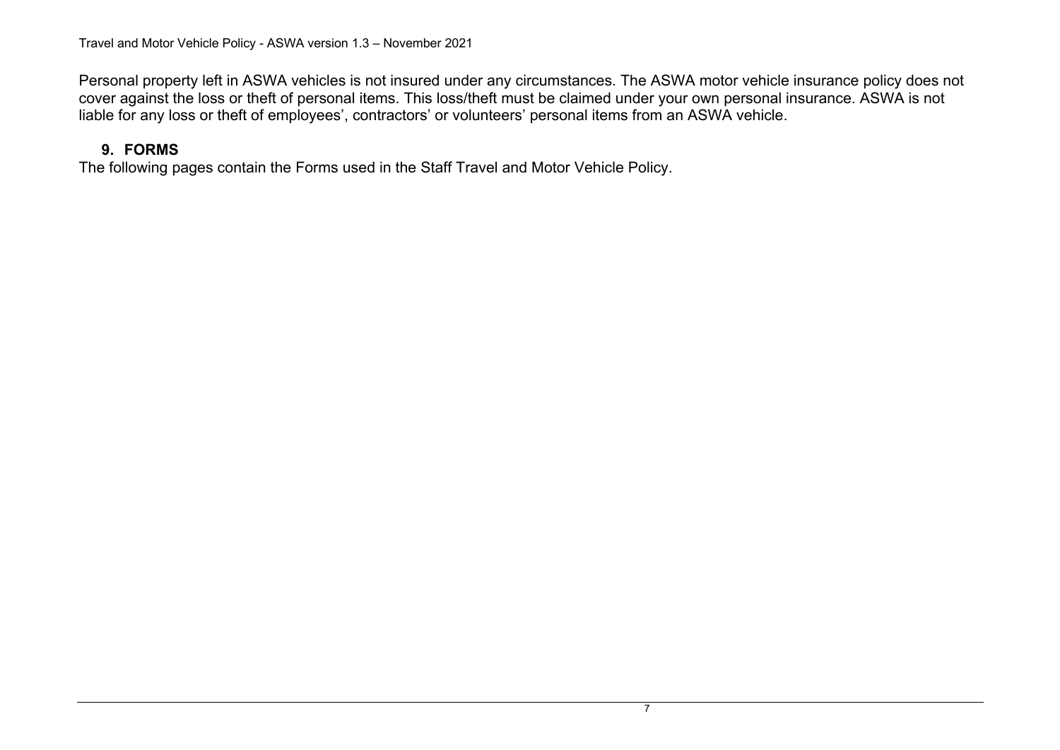Personal property left in ASWA vehicles is not insured under any circumstances. The ASWA motor vehicle insurance policy does not cover against the loss or theft of personal items. This loss/theft must be claimed under your own personal insurance. ASWA is not liable for any loss or theft of employees', contractors' or volunteers' personal items from an ASWA vehicle.

## 9. FORMS

The following pages contain the Forms used in the Staff Travel and Motor Vehicle Policy.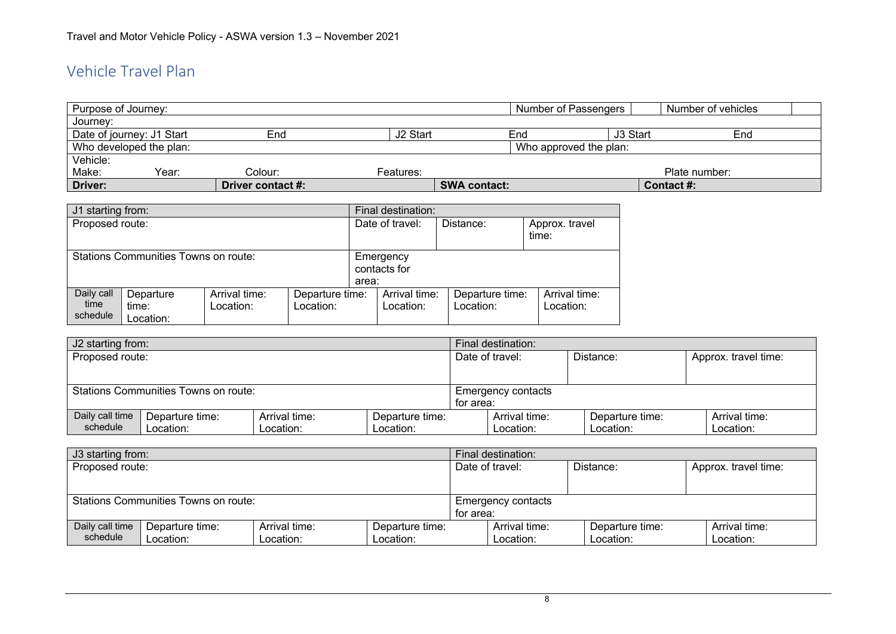## Vehicle Travel Plan

| Purpose of Journey: | | | | | | Number of Passengers | | Number of vehicles | |
|---|---|---|---|---|---|---|---|---|---|
| Journey: | | | | | | | | | |
| Date of journey: J1 Start | | End | J2 Start | | End | | J3 Start | End | |
| Who developed the plan: | | | | | | Who approved the plan: | | | |
| Vehicle:<br>Make: | Year: | Colour: | Features: | | | | | Plate number: | |
| **Driver:** | | **Driver contact #:** | | **SWA contact:** | | | | **Contact #:** | |

| J1 starting from: | | | | Final destination: | | | |
|---|---|---|---|---|---|---|---|
| Proposed route: | | | | Date of travel: | Distance: | | Approx. travel time: |
| Stations Communities Towns on route: | | | | Emergency contacts for area: | | | |
| Daily call time schedule | Departure time:<br>Location: | Arrival time:<br>Location: | Departure time:<br>Location: | Arrival time:<br>Location: | Departure time:<br>Location: | | Arrival time:<br>Location: |

| J2 starting from: | | | | Final destination: | | | |
|---|---|---|---|---|---|---|---|
| Proposed route: | | | | Date of travel: | | Distance: | Approx. travel time: |
| Stations Communities Towns on route: | | | | Emergency contacts for area: | | | |
| Daily call time schedule | Departure time:<br>Location: | Arrival time:<br>Location: | Departure time:<br>Location: | Arrival time:<br>Location: | | Departure time:<br>Location: | Arrival time:<br>Location: |

| J3 starting from: | | | | Final destination: | | | |
|---|---|---|---|---|---|---|---|
| Proposed route: | | | | Date of travel: | | Distance: | Approx. travel time: |
| Stations Communities Towns on route: | | | | Emergency contacts for area: | | | |
| Daily call time schedule | Departure time:<br>Location: | Arrival time:<br>Location: | Departure time:<br>Location: | Arrival time:<br>Location: | | Departure time:<br>Location: | Arrival time:<br>Location: |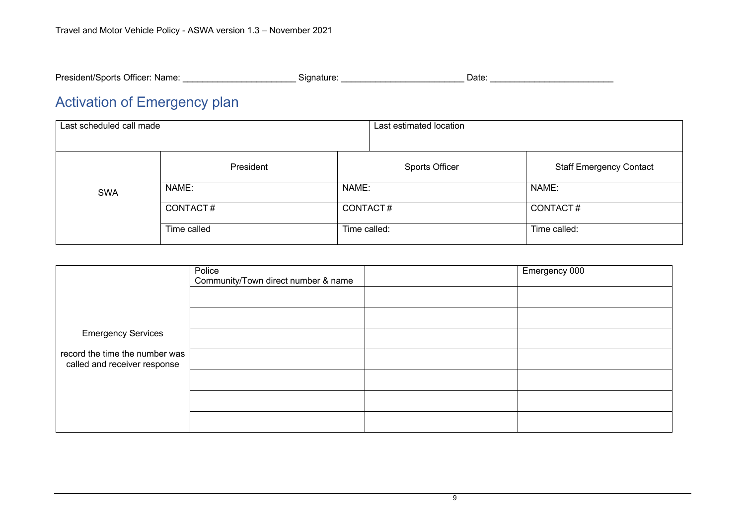President/Sports Officer: Name: ______________________ Signature: ________________________ Date: ________________________

## Activation of Emergency plan

| Last scheduled call made | | | Last estimated location |
|---|---|---|---|
| **SWA** | **President** | **Sports Officer** | **Staff Emergency Contact** |
| | NAME: | NAME: | NAME: |
| | CONTACT # | CONTACT # | CONTACT # |
| | Time called | Time called: | Time called: |

| | | | |
|---|---|---|---|
| Emergency Services<br><br>record the time the number was called and receiver response | Police<br>Community/Town direct number & name | | Emergency 000 |
| | | | |
| | | | |
| | | | |
| | | | |
| | | | |
| | | | |
| | | | |